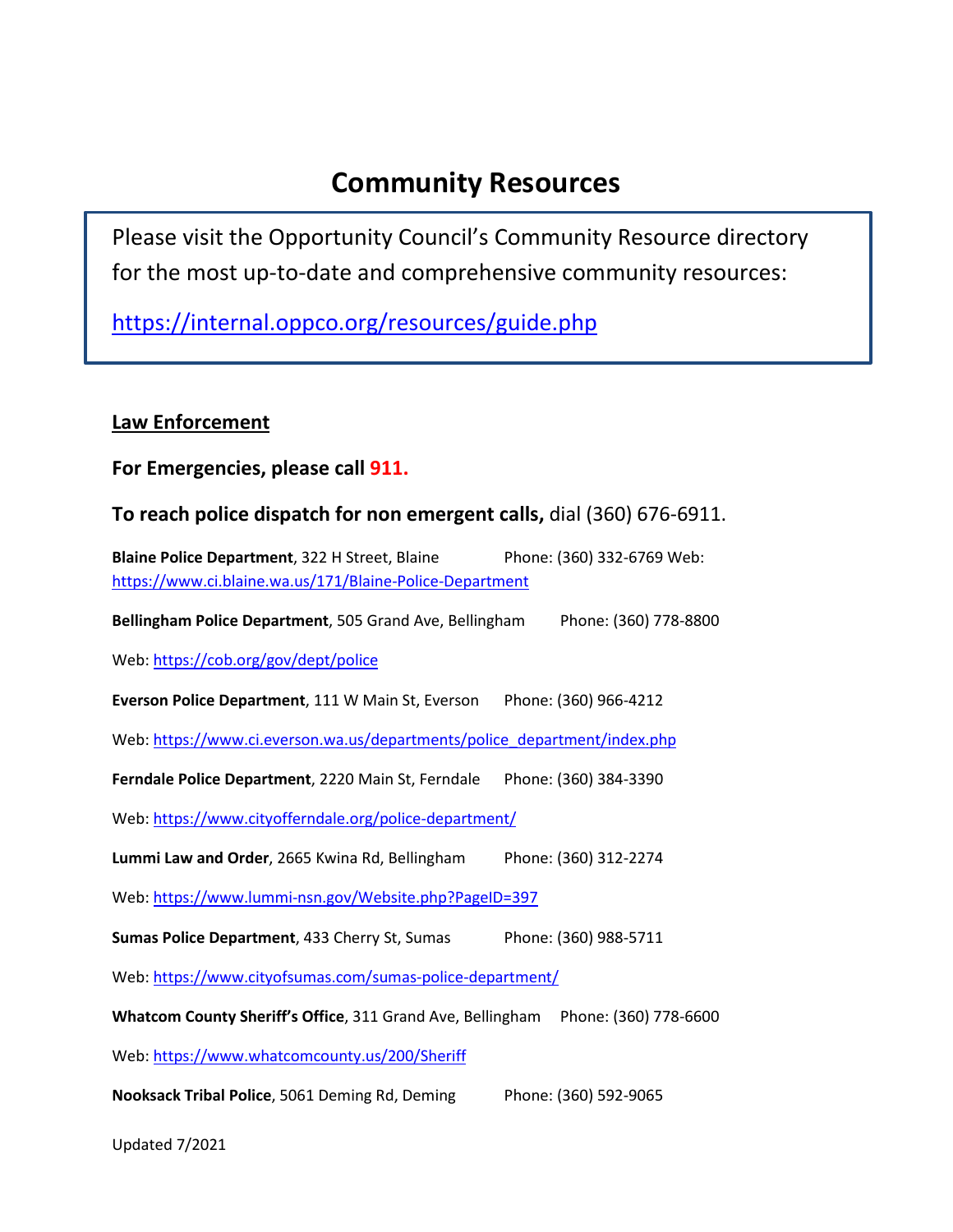# Community Resources

Please visit the Opportunity Council's Community Resource directory for the most up-to-date and comprehensive community resources:

https://internal.oppco.org/resources/guide.php

## Law Enforcement

**For Emergencies, please call 911.**

**To reach police dispatch for non emergent calls,** dial (360) 676-6911.

**Blaine Police Department**, 322 H Street, Blaine Phone: (360) 332-6769 Web: https://www.ci.blaine.wa.us/171/Blaine-Police-Department

**Bellingham Police Department**, 505 Grand Ave, Bellingham Phone: (360) 778-8800

Web: https://cob.org/gov/dept/police

**Everson Police Department**, 111 W Main St, Everson Phone: (360) 966-4212

Web: https://www.ci.everson.wa.us/departments/police_department/index.php

**Ferndale Police Department**, 2220 Main St, Ferndale Phone: (360) 384-3390

Web: https://www.cityofferndale.org/police-department/

**Lummi Law and Order**, 2665 Kwina Rd, Bellingham Phone: (360) 312-2274

Web: https://www.lummi-nsn.gov/Website.php?PageID=397

**Sumas Police Department**, 433 Cherry St, Sumas Phone: (360) 988-5711

Web: https://www.cityofsumas.com/sumas-police-department/

**Whatcom County Sheriff's Office**, 311 Grand Ave, Bellingham Phone: (360) 778-6600

Web: https://www.whatcomcounty.us/200/Sheriff

**Nooksack Tribal Police**, 5061 Deming Rd, Deming Phone: (360) 592-9065

Updated 7/2021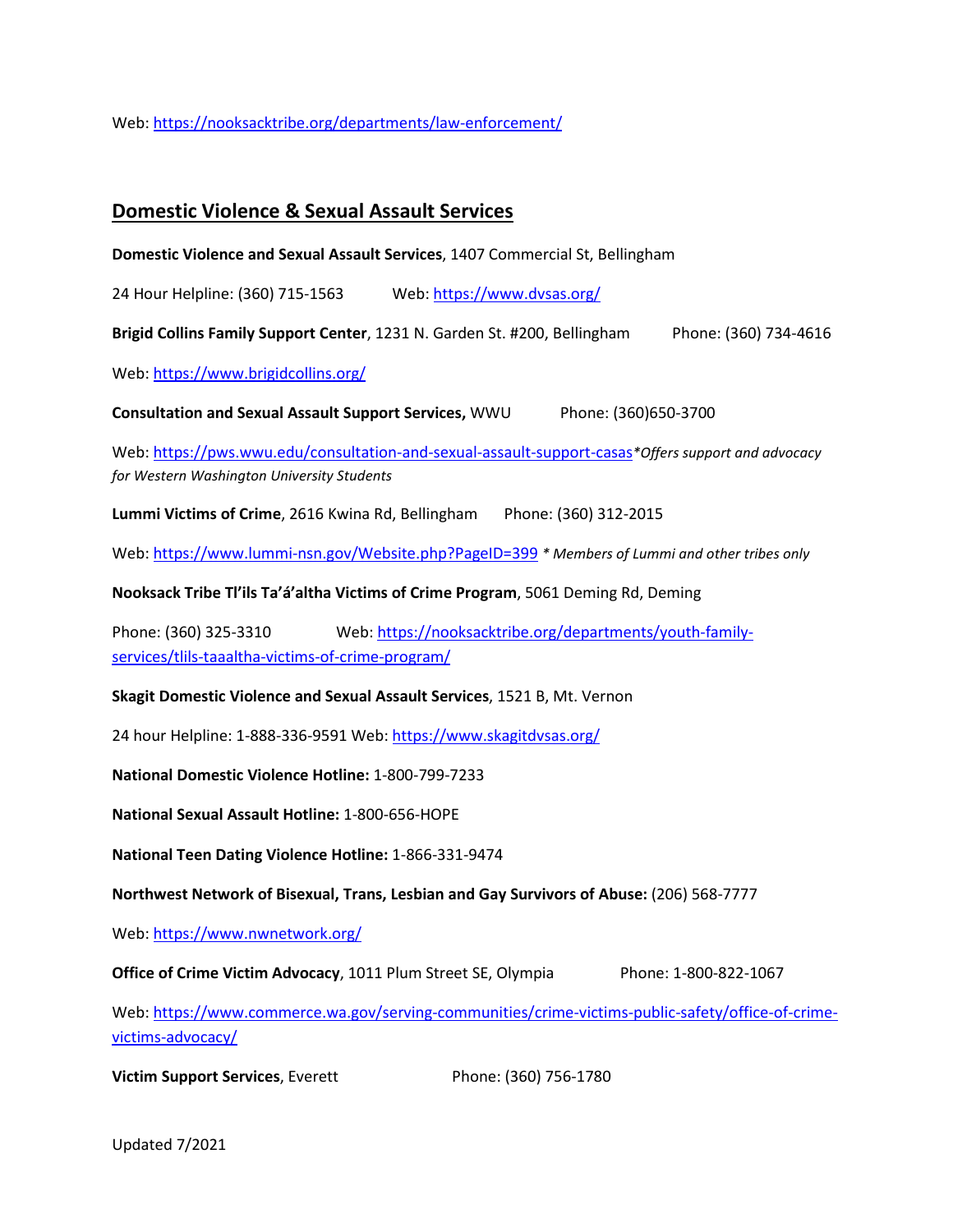Web: https://nooksacktribe.org/departments/law-enforcement/

## Domestic Violence & Sexual Assault Services

**Domestic Violence and Sexual Assault Services**, 1407 Commercial St, Bellingham

24 Hour Helpline: (360) 715-1563    Web: https://www.dvsas.org/

**Brigid Collins Family Support Center**, 1231 N. Garden St. #200, Bellingham    Phone: (360) 734-4616

Web: https://www.brigidcollins.org/

**Consultation and Sexual Assault Support Services,** WWU    Phone: (360)650-3700

Web: https://pws.wwu.edu/consultation-and-sexual-assault-support-casas*Offers support and advocacy for Western Washington University Students*

**Lummi Victims of Crime**, 2616 Kwina Rd, Bellingham    Phone: (360) 312-2015

Web: https://www.lummi-nsn.gov/Website.php?PageID=399 *\* Members of Lummi and other tribes only*

**Nooksack Tribe Tl'ils Ta'á'altha Victims of Crime Program**, 5061 Deming Rd, Deming

Phone: (360) 325-3310    Web: https://nooksacktribe.org/departments/youth-family-services/tlils-taaaltha-victims-of-crime-program/

**Skagit Domestic Violence and Sexual Assault Services**, 1521 B, Mt. Vernon

24 hour Helpline: 1-888-336-9591 Web: https://www.skagitdvsas.org/

**National Domestic Violence Hotline:** 1-800-799-7233

**National Sexual Assault Hotline:** 1-800-656-HOPE

**National Teen Dating Violence Hotline:** 1-866-331-9474

**Northwest Network of Bisexual, Trans, Lesbian and Gay Survivors of Abuse:** (206) 568-7777

Web: https://www.nwnetwork.org/

**Office of Crime Victim Advocacy**, 1011 Plum Street SE, Olympia    Phone: 1-800-822-1067

Web: https://www.commerce.wa.gov/serving-communities/crime-victims-public-safety/office-of-crime-victims-advocacy/

**Victim Support Services**, Everett    Phone: (360) 756-1780

Updated 7/2021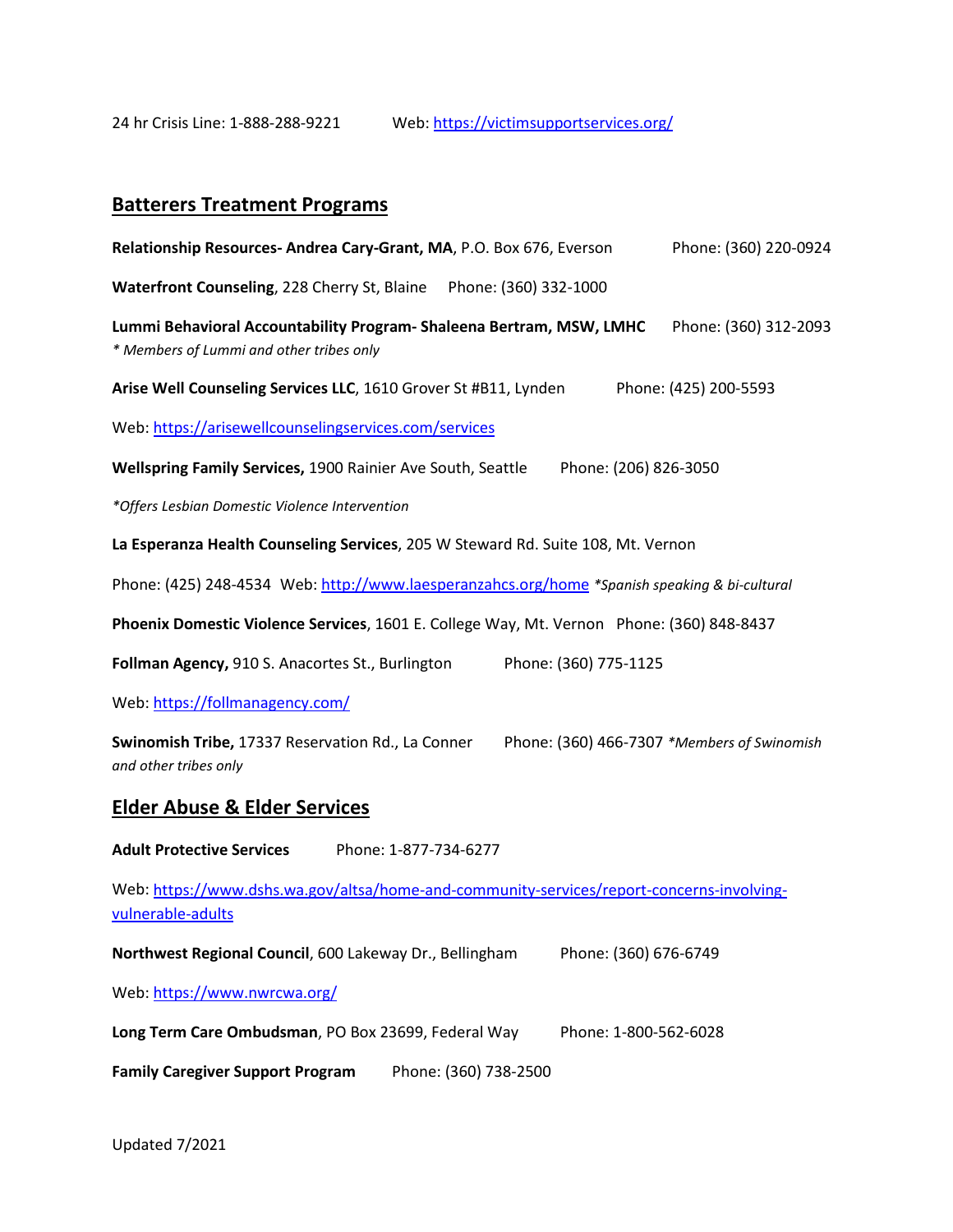24 hr Crisis Line: 1-888-288-9221 Web: https://victimsupportservices.org/

## Batterers Treatment Programs

**Relationship Resources- Andrea Cary-Grant, MA**, P.O. Box 676, Everson Phone: (360) 220-0924

**Waterfront Counseling**, 228 Cherry St, Blaine Phone: (360) 332-1000

**Lummi Behavioral Accountability Program- Shaleena Bertram, MSW, LMHC** Phone: (360) 312-2093
*\* Members of Lummi and other tribes only*

**Arise Well Counseling Services LLC**, 1610 Grover St #B11, Lynden Phone: (425) 200-5593

Web: https://arisewellcounselingservices.com/services

**Wellspring Family Services,** 1900 Rainier Ave South, Seattle Phone: (206) 826-3050

*\*Offers Lesbian Domestic Violence Intervention*

**La Esperanza Health Counseling Services**, 205 W Steward Rd. Suite 108, Mt. Vernon

Phone: (425) 248-4534 Web: http://www.laesperanzahcs.org/home *\*Spanish speaking & bi-cultural*

**Phoenix Domestic Violence Services**, 1601 E. College Way, Mt. Vernon Phone: (360) 848-8437

**Follman Agency,** 910 S. Anacortes St., Burlington Phone: (360) 775-1125

Web: https://follmanagency.com/

**Swinomish Tribe,** 17337 Reservation Rd., La Conner Phone: (360) 466-7307 *\*Members of Swinomish and other tribes only*

## Elder Abuse & Elder Services

**Adult Protective Services** Phone: 1-877-734-6277

Web: https://www.dshs.wa.gov/altsa/home-and-community-services/report-concerns-involving-vulnerable-adults

**Northwest Regional Council**, 600 Lakeway Dr., Bellingham Phone: (360) 676-6749

Web: https://www.nwrcwa.org/

**Long Term Care Ombudsman**, PO Box 23699, Federal Way Phone: 1-800-562-6028

**Family Caregiver Support Program** Phone: (360) 738-2500

Updated 7/2021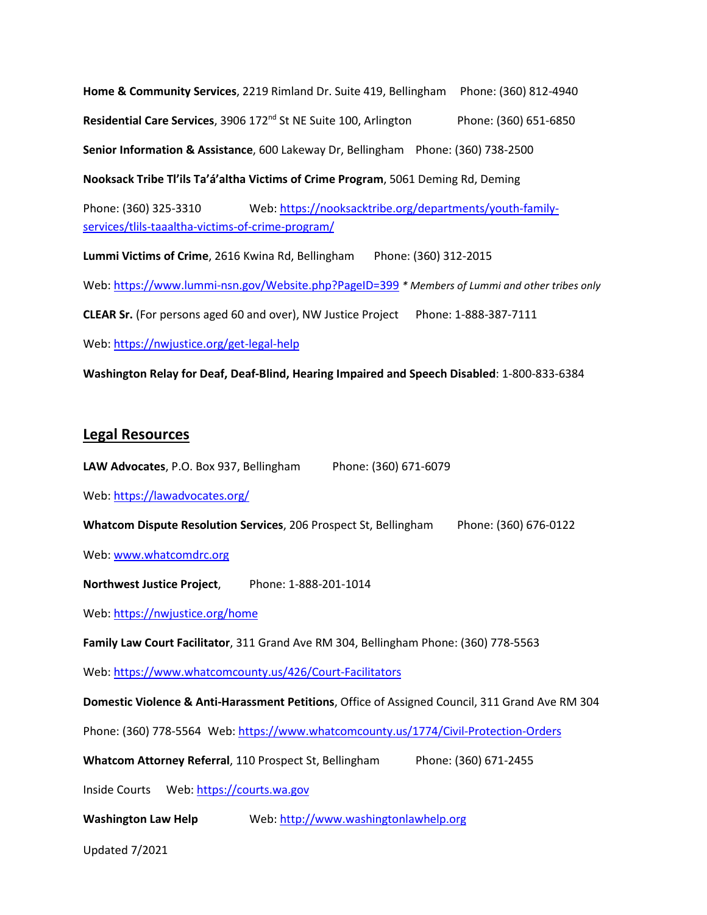**Home & Community Services**, 2219 Rimland Dr. Suite 419, Bellingham Phone: (360) 812-4940

**Residential Care Services**, 3906 172nd St NE Suite 100, Arlington Phone: (360) 651-6850

**Senior Information & Assistance**, 600 Lakeway Dr, Bellingham Phone: (360) 738-2500

**Nooksack Tribe Tl'ils Ta'á'altha Victims of Crime Program**, 5061 Deming Rd, Deming

Phone: (360) 325-3310 Web: https://nooksacktribe.org/departments/youth-family-services/tlils-taaaltha-victims-of-crime-program/

**Lummi Victims of Crime**, 2616 Kwina Rd, Bellingham Phone: (360) 312-2015

Web: https://www.lummi-nsn.gov/Website.php?PageID=399 *\* Members of Lummi and other tribes only*

**CLEAR Sr.** (For persons aged 60 and over), NW Justice Project Phone: 1-888-387-7111

Web: https://nwjustice.org/get-legal-help

**Washington Relay for Deaf, Deaf-Blind, Hearing Impaired and Speech Disabled**: 1-800-833-6384

## Legal Resources

**LAW Advocates**, P.O. Box 937, Bellingham Phone: (360) 671-6079

Web: https://lawadvocates.org/

**Whatcom Dispute Resolution Services**, 206 Prospect St, Bellingham Phone: (360) 676-0122

Web: www.whatcomdrc.org

**Northwest Justice Project**, Phone: 1-888-201-1014

Web: https://nwjustice.org/home

**Family Law Court Facilitator**, 311 Grand Ave RM 304, Bellingham Phone: (360) 778-5563

Web: https://www.whatcomcounty.us/426/Court-Facilitators

**Domestic Violence & Anti-Harassment Petitions**, Office of Assigned Council, 311 Grand Ave RM 304

Phone: (360) 778-5564 Web: https://www.whatcomcounty.us/1774/Civil-Protection-Orders

**Whatcom Attorney Referral**, 110 Prospect St, Bellingham Phone: (360) 671-2455

Inside Courts Web: https://courts.wa.gov

**Washington Law Help** Web: http://www.washingtonlawhelp.org

Updated 7/2021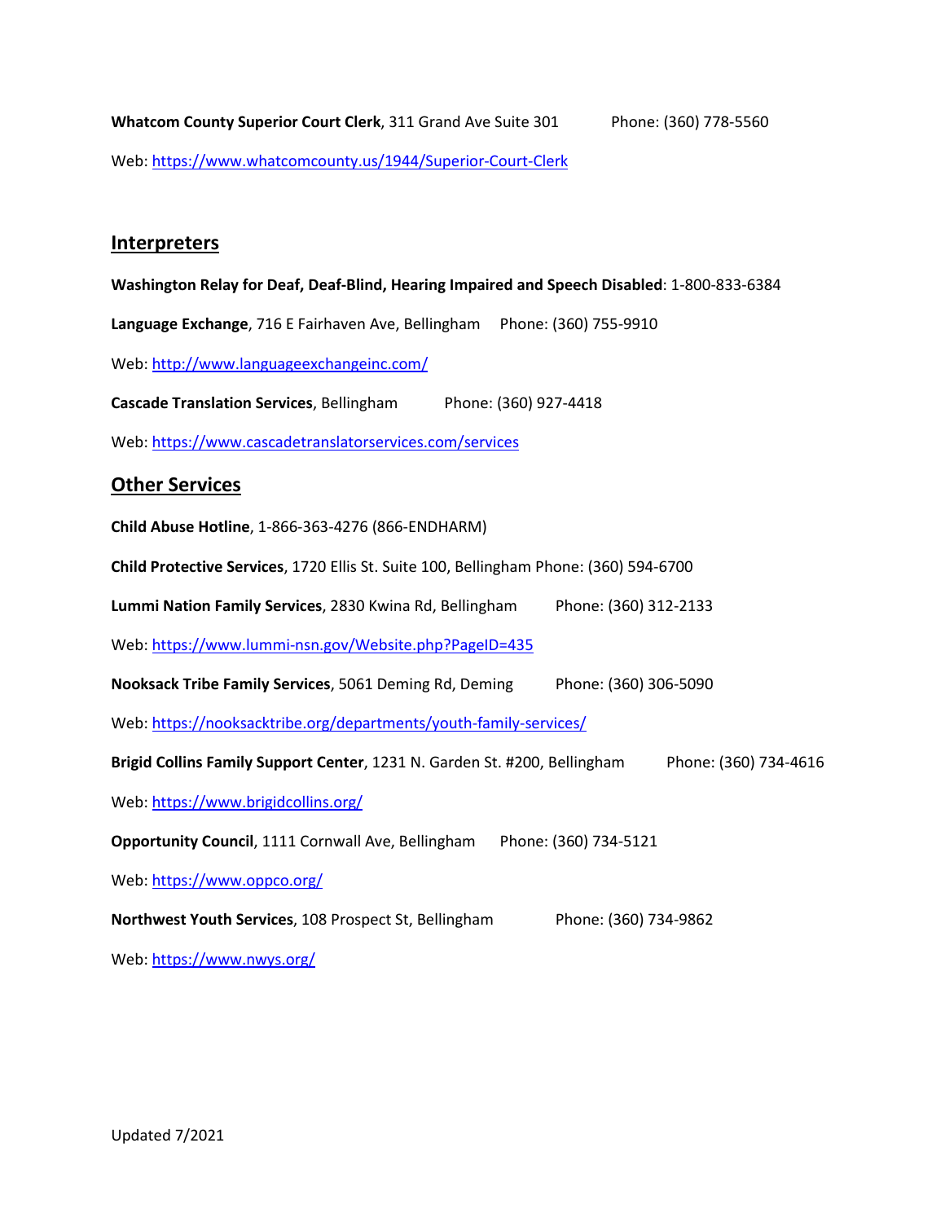**Whatcom County Superior Court Clerk**, 311 Grand Ave Suite 301 Phone: (360) 778-5560

Web: https://www.whatcomcounty.us/1944/Superior-Court-Clerk

## Interpreters

**Washington Relay for Deaf, Deaf-Blind, Hearing Impaired and Speech Disabled**: 1-800-833-6384

**Language Exchange**, 716 E Fairhaven Ave, Bellingham Phone: (360) 755-9910

Web: http://www.languageexchangeinc.com/

**Cascade Translation Services**, Bellingham Phone: (360) 927-4418

Web: https://www.cascadetranslatorservices.com/services

## Other Services

**Child Abuse Hotline**, 1-866-363-4276 (866-ENDHARM)

**Child Protective Services**, 1720 Ellis St. Suite 100, Bellingham Phone: (360) 594-6700

**Lummi Nation Family Services**, 2830 Kwina Rd, Bellingham Phone: (360) 312-2133

Web: https://www.lummi-nsn.gov/Website.php?PageID=435

**Nooksack Tribe Family Services**, 5061 Deming Rd, Deming Phone: (360) 306-5090

Web: https://nooksacktribe.org/departments/youth-family-services/

**Brigid Collins Family Support Center**, 1231 N. Garden St. #200, Bellingham Phone: (360) 734-4616

Web: https://www.brigidcollins.org/

**Opportunity Council**, 1111 Cornwall Ave, Bellingham Phone: (360) 734-5121

Web: https://www.oppco.org/

**Northwest Youth Services**, 108 Prospect St, Bellingham Phone: (360) 734-9862

Web: https://www.nwys.org/

Updated 7/2021